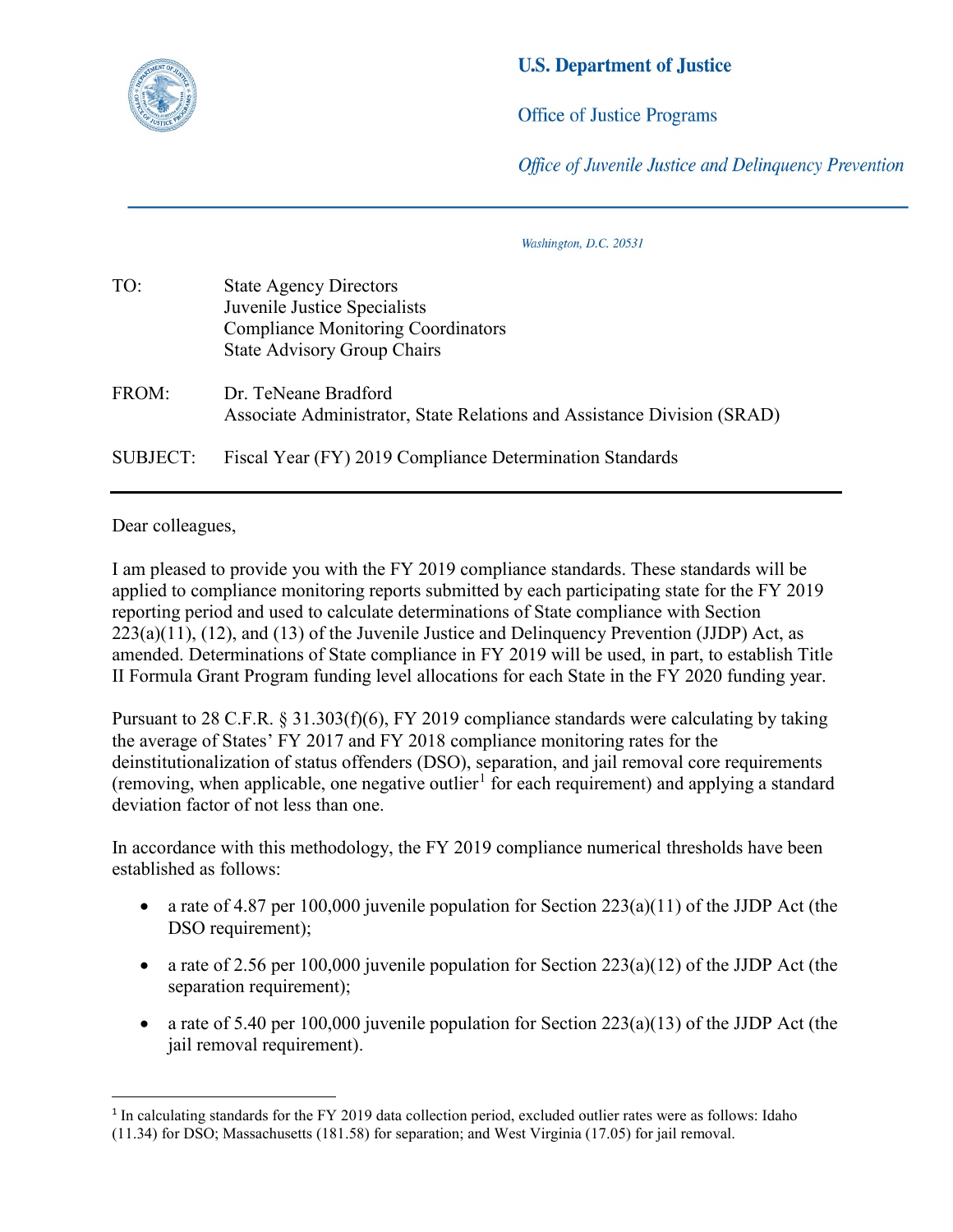**U.S. Department of Justice**

Office of Justice Programs

*Office of Juvenile Justice and Delinquency Prevention*

*Washington, D.C. 20531*

TO: State Agency Directors
Juvenile Justice Specialists
Compliance Monitoring Coordinators
State Advisory Group Chairs

FROM: Dr. TeNeane Bradford
Associate Administrator, State Relations and Assistance Division (SRAD)

SUBJECT: Fiscal Year (FY) 2019 Compliance Determination Standards

---

Dear colleagues,

I am pleased to provide you with the FY 2019 compliance standards. These standards will be applied to compliance monitoring reports submitted by each participating state for the FY 2019 reporting period and used to calculate determinations of State compliance with Section 223(a)(11), (12), and (13) of the Juvenile Justice and Delinquency Prevention (JJDP) Act, as amended. Determinations of State compliance in FY 2019 will be used, in part, to establish Title II Formula Grant Program funding level allocations for each State in the FY 2020 funding year.

Pursuant to 28 C.F.R. § 31.303(f)(6), FY 2019 compliance standards were calculating by taking the average of States' FY 2017 and FY 2018 compliance monitoring rates for the deinstitutionalization of status offenders (DSO), separation, and jail removal core requirements (removing, when applicable, one negative outlier[1] for each requirement) and applying a standard deviation factor of not less than one.

In accordance with this methodology, the FY 2019 compliance numerical thresholds have been established as follows:

- a rate of 4.87 per 100,000 juvenile population for Section 223(a)(11) of the JJDP Act (the DSO requirement);
- a rate of 2.56 per 100,000 juvenile population for Section 223(a)(12) of the JJDP Act (the separation requirement);
- a rate of 5.40 per 100,000 juvenile population for Section 223(a)(13) of the JJDP Act (the jail removal requirement).

---

[1] In calculating standards for the FY 2019 data collection period, excluded outlier rates were as follows: Idaho (11.34) for DSO; Massachusetts (181.58) for separation; and West Virginia (17.05) for jail removal.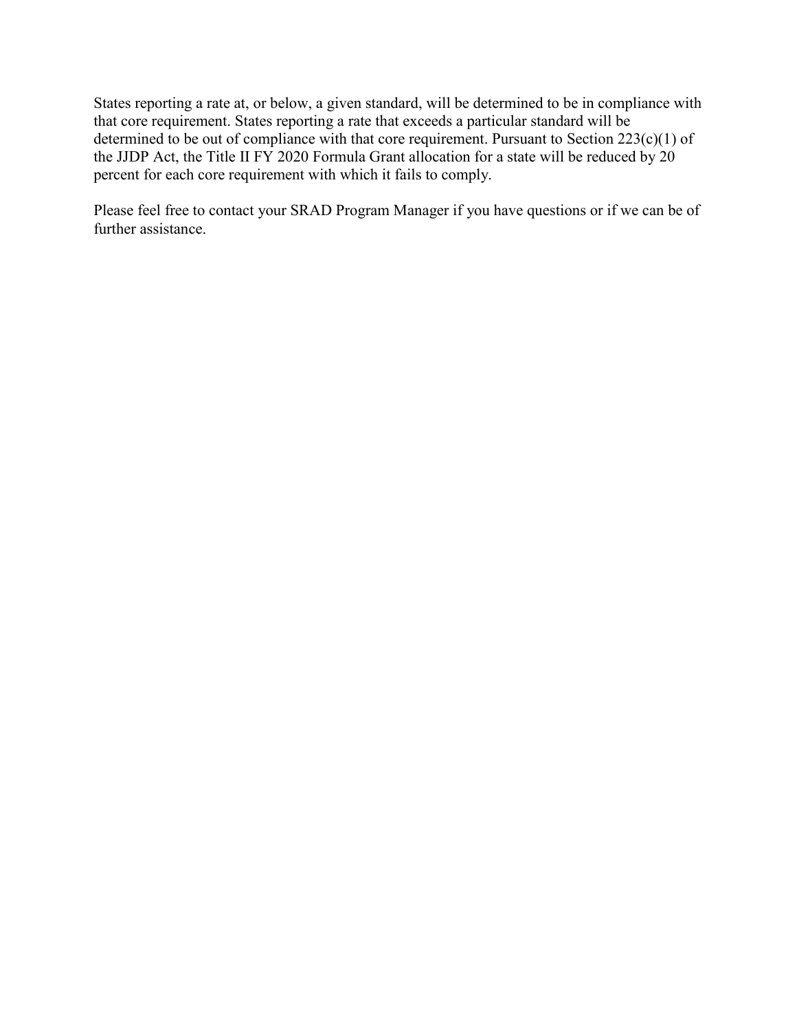States reporting a rate at, or below, a given standard, will be determined to be in compliance with that core requirement. States reporting a rate that exceeds a particular standard will be determined to be out of compliance with that core requirement. Pursuant to Section 223(c)(1) of the JJDP Act, the Title II FY 2020 Formula Grant allocation for a state will be reduced by 20 percent for each core requirement with which it fails to comply.

Please feel free to contact your SRAD Program Manager if you have questions or if we can be of further assistance.